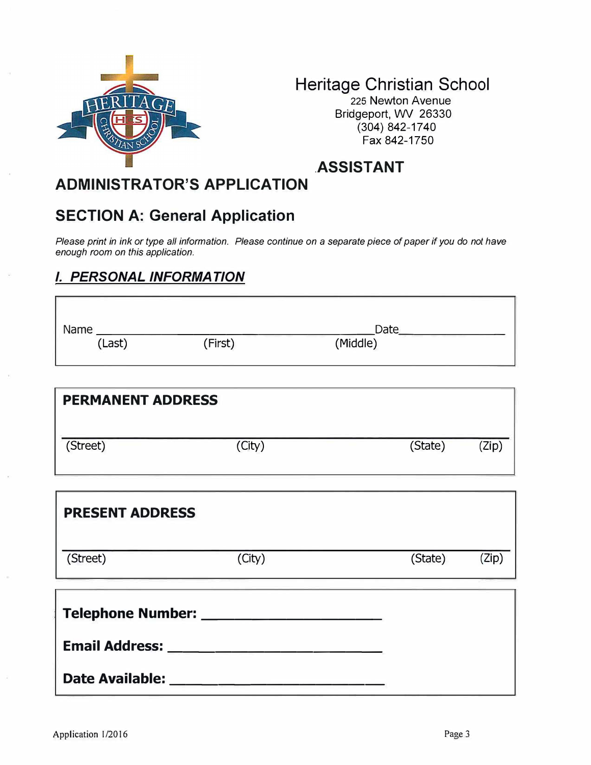Heritage Christian School
225 Newton Avenue
Bridgeport, WV 26330
(304) 842-1740
Fax 842-1750

# ASSISTANT ADMINISTRATOR'S APPLICATION

## SECTION A: General Application

*Please print in ink or type all information. Please continue on a separate piece of paper if you do not have enough room on this application.*

### *I. PERSONAL INFORMATION*

Name ______________________________________________ Date________________
(Last) (First) (Middle)

**PERMANENT ADDRESS**

______________________________________________________________________
(Street) (City) (State) (Zip)

**PRESENT ADDRESS**

______________________________________________________________________
(Street) (City) (State) (Zip)

**Telephone Number:** ______________________

**Email Address:** __________________________

**Date Available:** __________________________

Application 1/2016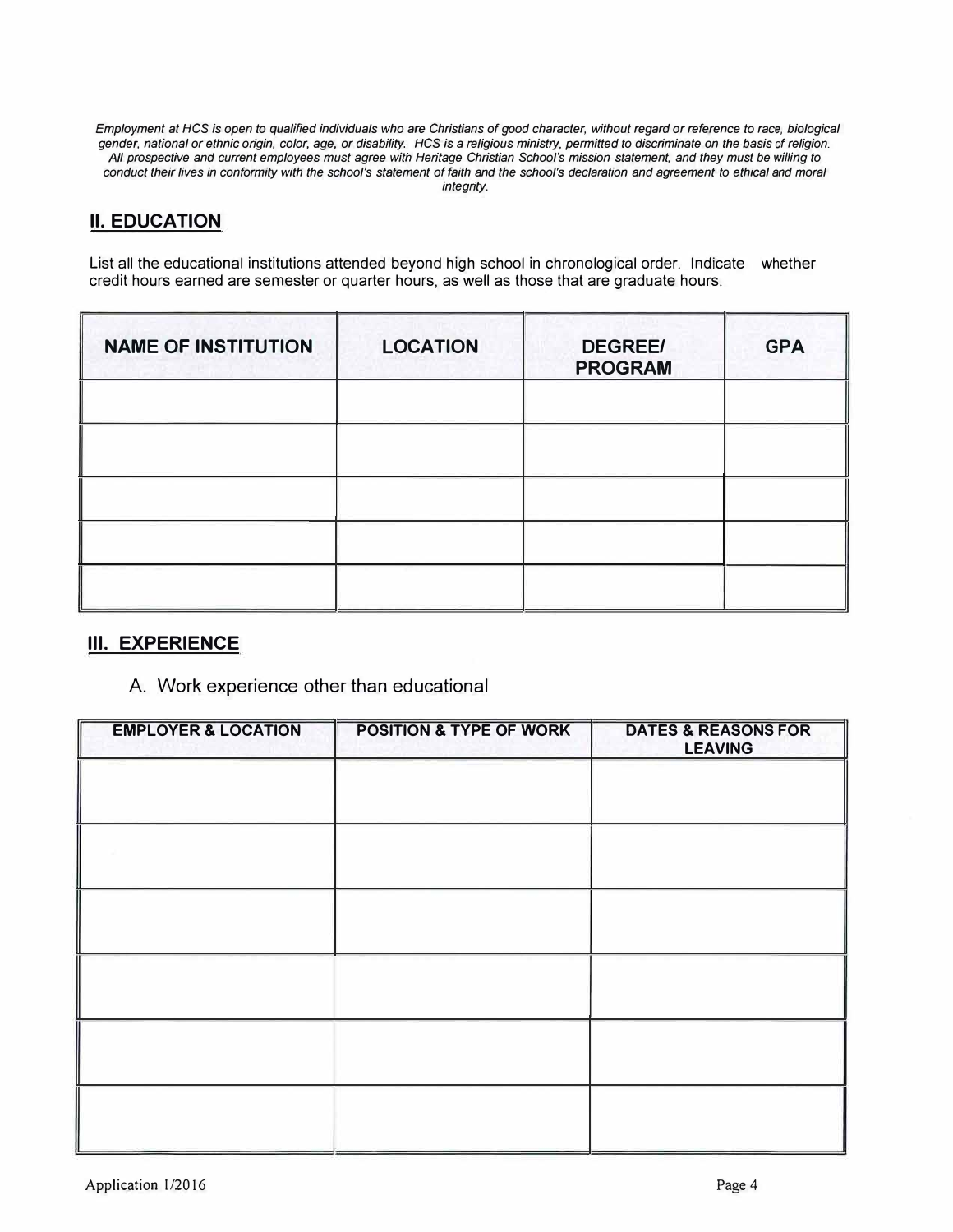*Employment at HCS is open to qualified individuals who are Christians of good character, without regard or reference to race, biological gender, national or ethnic origin, color, age, or disability. HCS is a religious ministry, permitted to discriminate on the basis of religion. All prospective and current employees must agree with Heritage Christian School's mission statement, and they must be willing to conduct their lives in conformity with the school's statement of faith and the school's declaration and agreement to ethical and moral integrity.*

## II. EDUCATION

List all the educational institutions attended beyond high school in chronological order. Indicate whether credit hours earned are semester or quarter hours, as well as those that are graduate hours.

| NAME OF INSTITUTION | LOCATION | DEGREE/ PROGRAM | GPA |
|---|---|---|---|
| | | | |
| | | | |
| | | | |
| | | | |
| | | | |

## III. EXPERIENCE

A. Work experience other than educational

| EMPLOYER & LOCATION | POSITION & TYPE OF WORK | DATES & REASONS FOR LEAVING |
|---|---|---|
| | | |
| | | |
| | | |
| | | |
| | | |
| | | |

Application 1/2016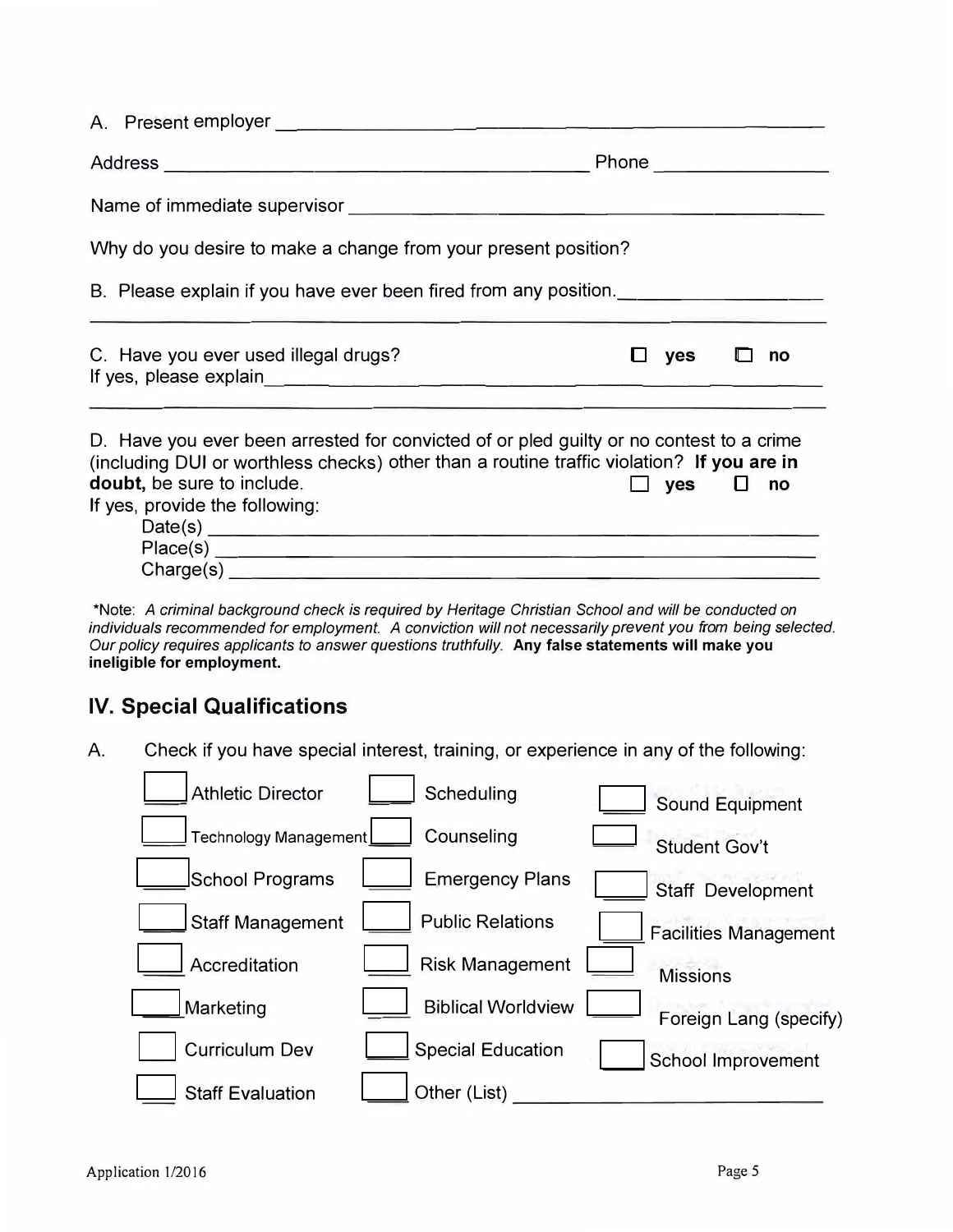A. Present employer ______________________________________________

Address ______________________________________ Phone ______________

Name of immediate supervisor ______________________________________

Why do you desire to make a change from your present position?

B. Please explain if you have ever been fired from any position.___________________

___________________________________________________________________

C. Have you ever used illegal drugs? ☐ **yes** ☐ **no**
If yes, please explain_______________________________________________

___________________________________________________________________

D. Have you ever been arrested for convicted of or pled guilty or no contest to a crime (including DUI or worthless checks) other than a routine traffic violation? **If you are in doubt,** be sure to include. ☐ **yes** ☐ **no**
If yes, provide the following:
Date(s) ________________________________________________
Place(s) _______________________________________________
Charge(s) ______________________________________________

*Note: *A criminal background check is required by Heritage Christian School and will be conducted on individuals recommended for employment. A conviction will not necessarily prevent you from being selected. Our policy requires applicants to answer questions truthfully.* **Any false statements will make you ineligible for employment.**

## IV. Special Qualifications

A. Check if you have special interest, training, or experience in any of the following:

| | | |
|---|---|---|
| ☐ Athletic Director | ☐ Scheduling | ☐ Sound Equipment |
| ☐ Technology Management | ☐ Counseling | ☐ Student Gov't |
| ☐ School Programs | ☐ Emergency Plans | ☐ Staff Development |
| ☐ Staff Management | ☐ Public Relations | ☐ Facilities Management |
| ☐ Accreditation | ☐ Risk Management | ☐ Missions |
| ☐ Marketing | ☐ Biblical Worldview | ☐ Foreign Lang (specify) |
| ☐ Curriculum Dev | ☐ Special Education | ☐ School Improvement |
| ☐ Staff Evaluation | ☐ Other (List) ______________ | |

Application 1/2016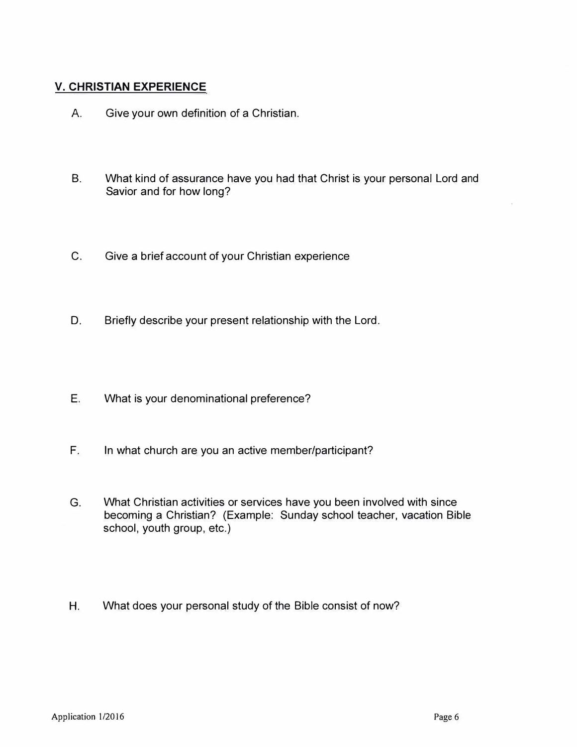## V. CHRISTIAN EXPERIENCE

A. Give your own definition of a Christian.

B. What kind of assurance have you had that Christ is your personal Lord and Savior and for how long?

C. Give a brief account of your Christian experience

D. Briefly describe your present relationship with the Lord.

E. What is your denominational preference?

F. In what church are you an active member/participant?

G. What Christian activities or services have you been involved with since becoming a Christian? (Example: Sunday school teacher, vacation Bible school, youth group, etc.)

H. What does your personal study of the Bible consist of now?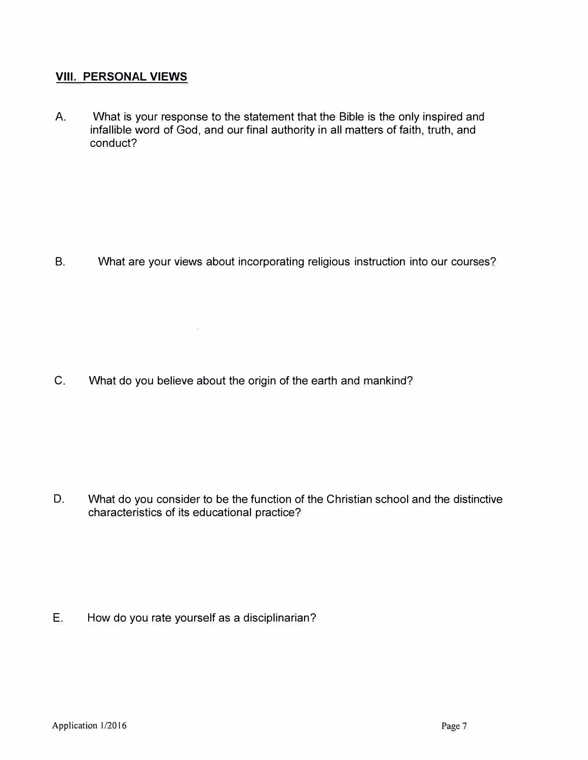## VIII. PERSONAL VIEWS

A. What is your response to the statement that the Bible is the only inspired and infallible word of God, and our final authority in all matters of faith, truth, and conduct?

B. What are your views about incorporating religious instruction into our courses?

C. What do you believe about the origin of the earth and mankind?

D. What do you consider to be the function of the Christian school and the distinctive characteristics of its educational practice?

E. How do you rate yourself as a disciplinarian?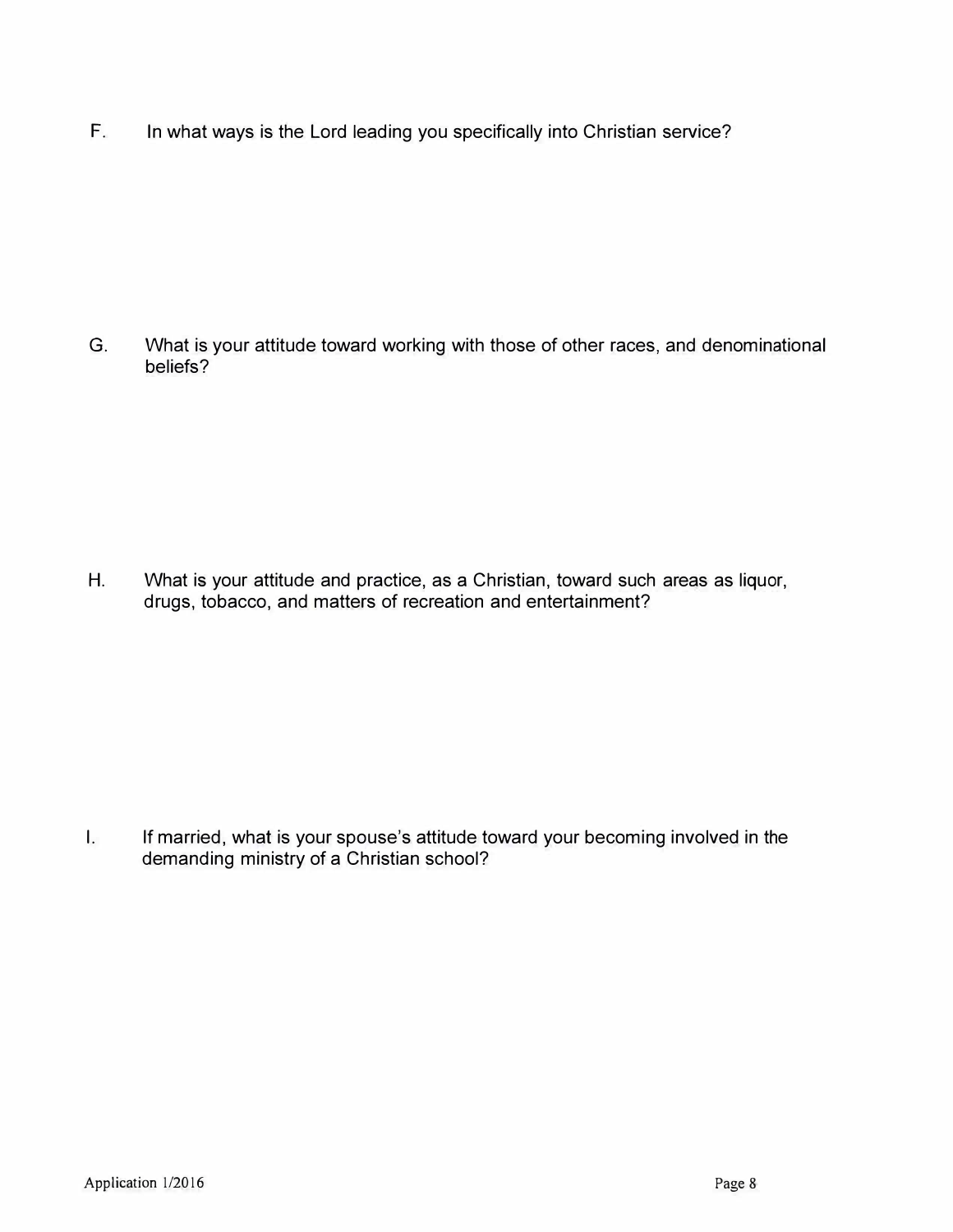F. In what ways is the Lord leading you specifically into Christian service?

G. What is your attitude toward working with those of other races, and denominational beliefs?

H. What is your attitude and practice, as a Christian, toward such areas as liquor, drugs, tobacco, and matters of recreation and entertainment?

I. If married, what is your spouse's attitude toward your becoming involved in the demanding ministry of a Christian school?

Application 1/2016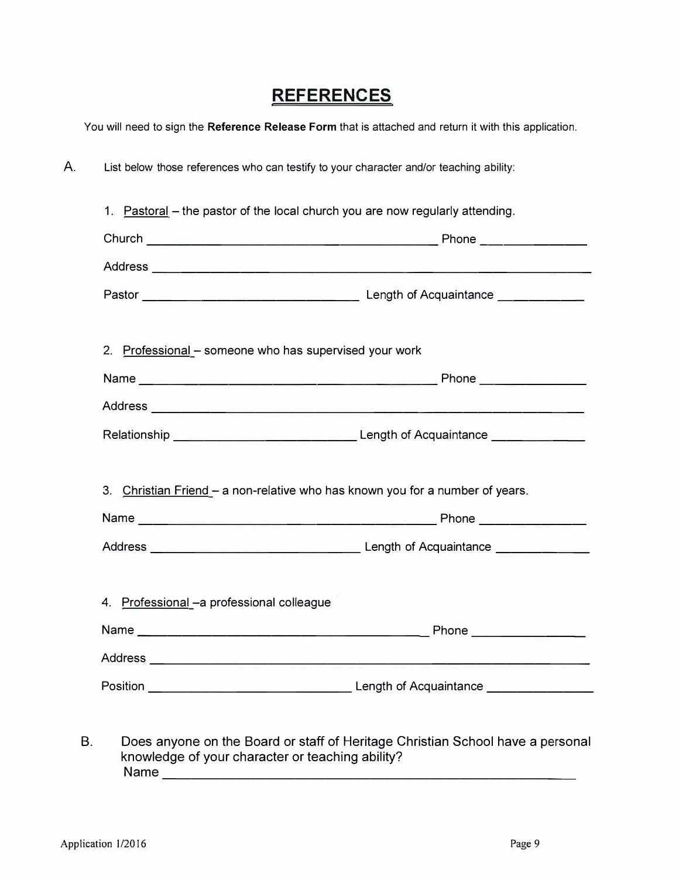# REFERENCES

You will need to sign the **Reference Release Form** that is attached and return it with this application.

A. List below those references who can testify to your character and/or teaching ability:

1. Pastoral – the pastor of the local church you are now regularly attending.

Church ______________________________ Phone ______________

Address ______________________________________________

Pastor ______________________________ Length of Acquaintance ____________

2. Professional – someone who has supervised your work

Name ______________________________ Phone ______________

Address ______________________________________________

Relationship ______________________________ Length of Acquaintance ____________

3. Christian Friend – a non-relative who has known you for a number of years.

Name ______________________________ Phone ______________

Address ______________________________ Length of Acquaintance ____________

4. Professional –a professional colleague

Name ______________________________ Phone ______________

Address ______________________________________________

Position ______________________________ Length of Acquaintance ____________

B. Does anyone on the Board or staff of Heritage Christian School have a personal knowledge of your character or teaching ability?
Name ______________________________________________

Application 1/2016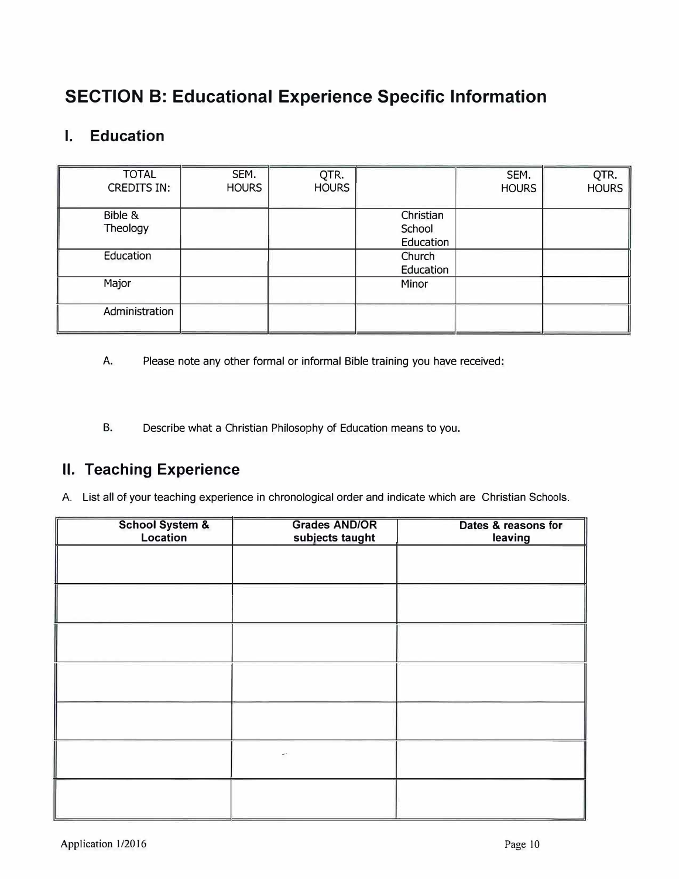## SECTION B: Educational Experience Specific Information

### I. Education

| TOTAL CREDITS IN: | SEM. HOURS | QTR. HOURS | | SEM. HOURS | QTR. HOURS |
|---|---|---|---|---|---|
| Bible & Theology | | | Christian School Education | | |
| Education | | | Church Education | | |
| Major | | | Minor | | |
| Administration | | | | | |

A. Please note any other formal or informal Bible training you have received:

B. Describe what a Christian Philosophy of Education means to you.

### II. Teaching Experience

A. List all of your teaching experience in chronological order and indicate which are Christian Schools.

| School System & Location | Grades AND/OR subjects taught | Dates & reasons for leaving |
|---|---|---|
| | | |
| | | |
| | | |
| | | |
| | | |
| | | |
| | | |

Application 1/2016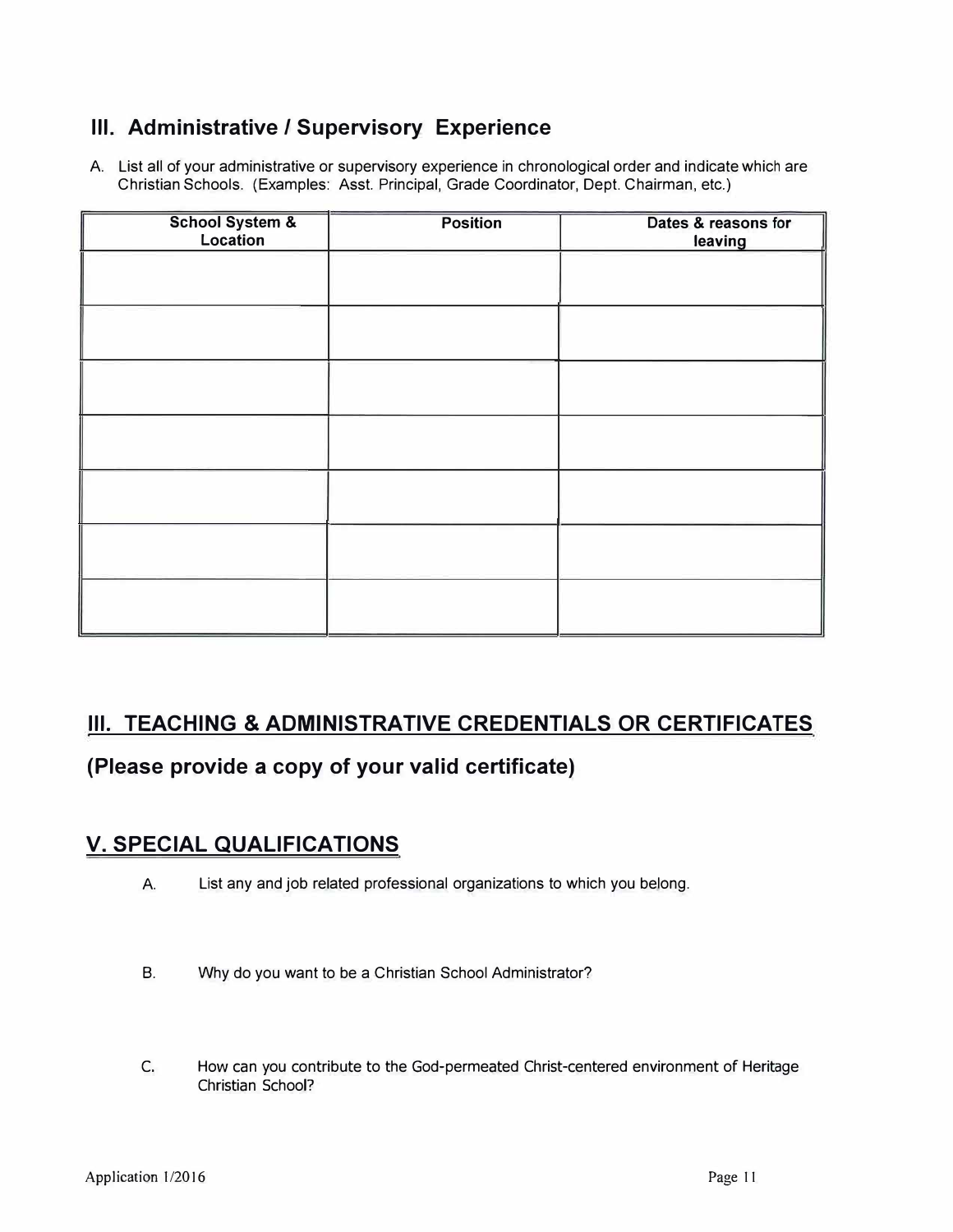## III. Administrative / Supervisory Experience

A. List all of your administrative or supervisory experience in chronological order and indicate which are Christian Schools. (Examples: Asst. Principal, Grade Coordinator, Dept. Chairman, etc.)

| School System & Location | Position | Dates & reasons for leaving |
|---|---|---|
| | | |
| | | |
| | | |
| | | |
| | | |
| | | |
| | | |

## III. TEACHING & ADMINISTRATIVE CREDENTIALS OR CERTIFICATES

## (Please provide a copy of your valid certificate)

## V. SPECIAL QUALIFICATIONS

A. List any and job related professional organizations to which you belong.

B. Why do you want to be a Christian School Administrator?

C. How can you contribute to the God-permeated Christ-centered environment of Heritage Christian School?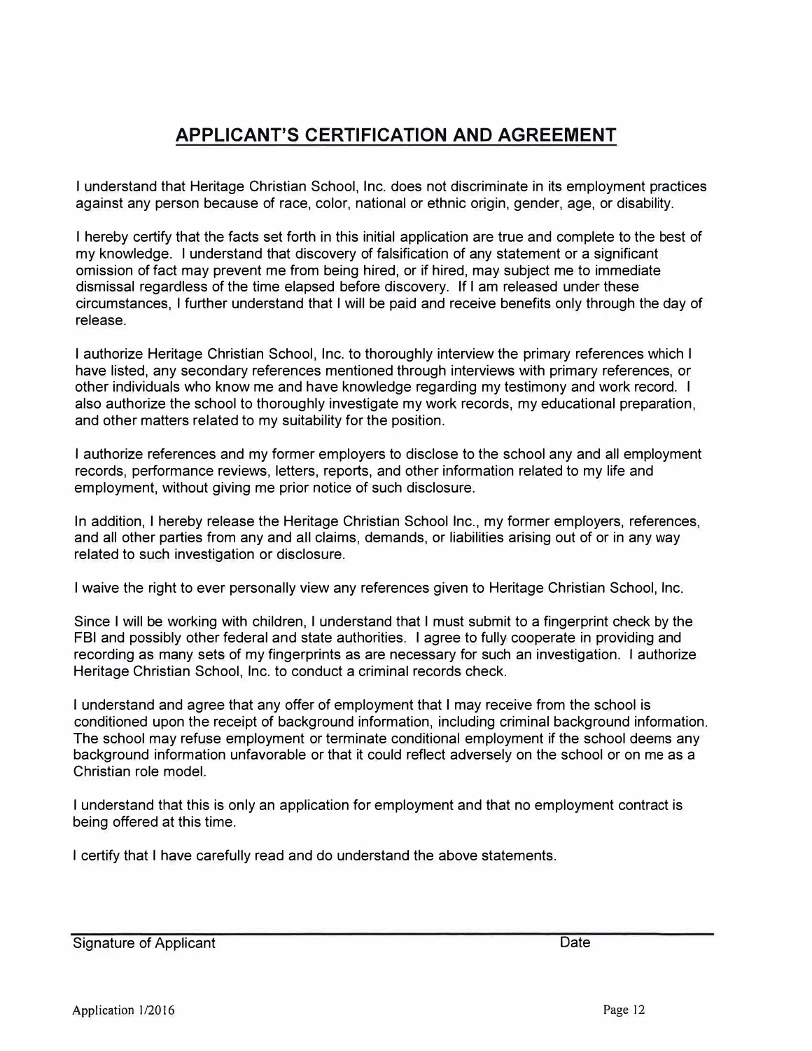# APPLICANT'S CERTIFICATION AND AGREEMENT

I understand that Heritage Christian School, Inc. does not discriminate in its employment practices against any person because of race, color, national or ethnic origin, gender, age, or disability.

I hereby certify that the facts set forth in this initial application are true and complete to the best of my knowledge. I understand that discovery of falsification of any statement or a significant omission of fact may prevent me from being hired, or if hired, may subject me to immediate dismissal regardless of the time elapsed before discovery. If I am released under these circumstances, I further understand that I will be paid and receive benefits only through the day of release.

I authorize Heritage Christian School, Inc. to thoroughly interview the primary references which I have listed, any secondary references mentioned through interviews with primary references, or other individuals who know me and have knowledge regarding my testimony and work record. I also authorize the school to thoroughly investigate my work records, my educational preparation, and other matters related to my suitability for the position.

I authorize references and my former employers to disclose to the school any and all employment records, performance reviews, letters, reports, and other information related to my life and employment, without giving me prior notice of such disclosure.

In addition, I hereby release the Heritage Christian School Inc., my former employers, references, and all other parties from any and all claims, demands, or liabilities arising out of or in any way related to such investigation or disclosure.

I waive the right to ever personally view any references given to Heritage Christian School, Inc.

Since I will be working with children, I understand that I must submit to a fingerprint check by the FBI and possibly other federal and state authorities. I agree to fully cooperate in providing and recording as many sets of my fingerprints as are necessary for such an investigation. I authorize Heritage Christian School, Inc. to conduct a criminal records check.

I understand and agree that any offer of employment that I may receive from the school is conditioned upon the receipt of background information, including criminal background information. The school may refuse employment or terminate conditional employment if the school deems any background information unfavorable or that it could reflect adversely on the school or on me as a Christian role model.

I understand that this is only an application for employment and that no employment contract is being offered at this time.

I certify that I have carefully read and do understand the above statements.

______________________________________________________________________

Signature of Applicant                                                                 Date

Application 1/2016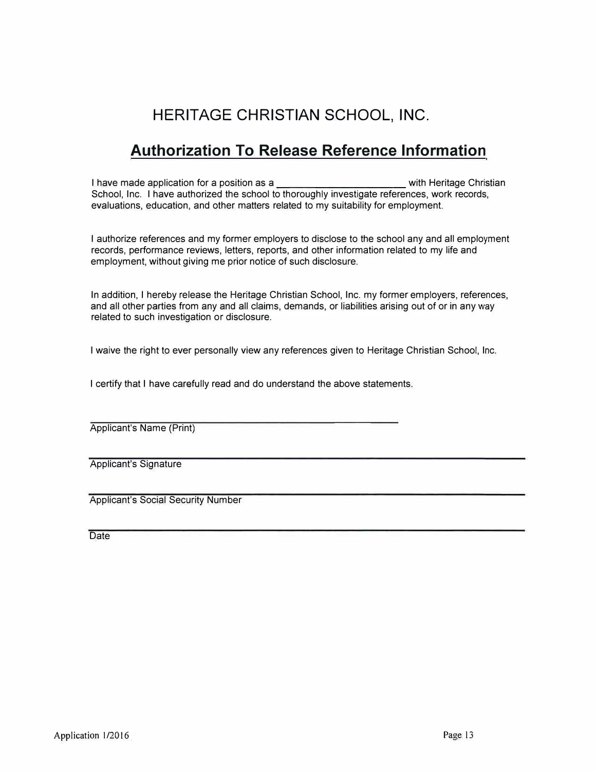# HERITAGE CHRISTIAN SCHOOL, INC.

## Authorization To Release Reference Information

I have made application for a position as a ______________________ with Heritage Christian School, Inc. I have authorized the school to thoroughly investigate references, work records, evaluations, education, and other matters related to my suitability for employment.

I authorize references and my former employers to disclose to the school any and all employment records, performance reviews, letters, reports, and other information related to my life and employment, without giving me prior notice of such disclosure.

In addition, I hereby release the Heritage Christian School, Inc. my former employers, references, and all other parties from any and all claims, demands, or liabilities arising out of or in any way related to such investigation or disclosure.

I waive the right to ever personally view any references given to Heritage Christian School, Inc.

I certify that I have carefully read and do understand the above statements.

______________________________________________
Applicant's Name (Print)

______________________________________________
Applicant's Signature

______________________________________________
Applicant's Social Security Number

______________________________________________
Date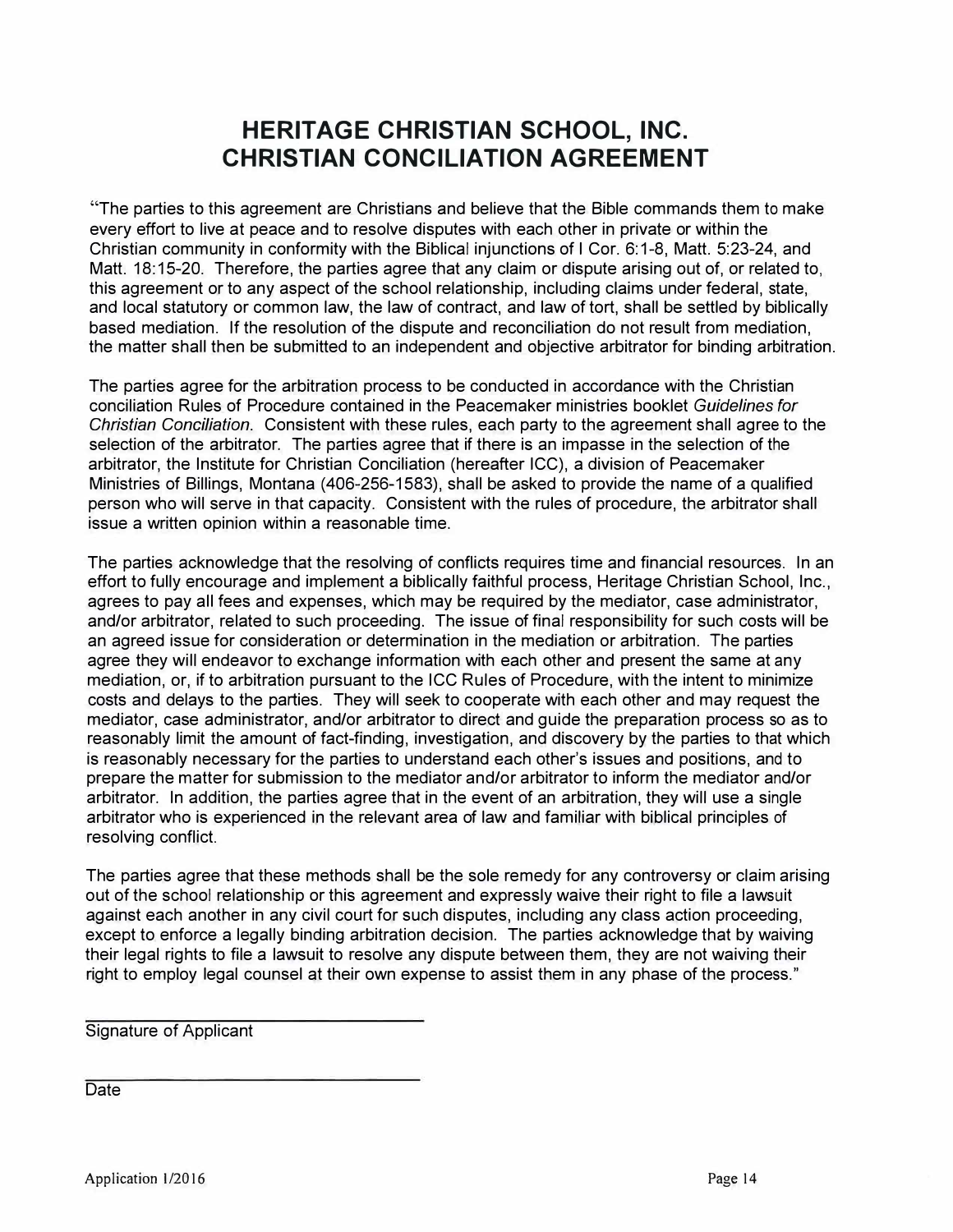# HERITAGE CHRISTIAN SCHOOL, INC.
# CHRISTIAN CONCILIATION AGREEMENT

"The parties to this agreement are Christians and believe that the Bible commands them to make every effort to live at peace and to resolve disputes with each other in private or within the Christian community in conformity with the Biblical injunctions of I Cor. 6:1-8, Matt. 5:23-24, and Matt. 18:15-20. Therefore, the parties agree that any claim or dispute arising out of, or related to, this agreement or to any aspect of the school relationship, including claims under federal, state, and local statutory or common law, the law of contract, and law of tort, shall be settled by biblically based mediation. If the resolution of the dispute and reconciliation do not result from mediation, the matter shall then be submitted to an independent and objective arbitrator for binding arbitration.

The parties agree for the arbitration process to be conducted in accordance with the Christian conciliation Rules of Procedure contained in the Peacemaker ministries booklet *Guidelines for Christian Conciliation*. Consistent with these rules, each party to the agreement shall agree to the selection of the arbitrator. The parties agree that if there is an impasse in the selection of the arbitrator, the Institute for Christian Conciliation (hereafter ICC), a division of Peacemaker Ministries of Billings, Montana (406-256-1583), shall be asked to provide the name of a qualified person who will serve in that capacity. Consistent with the rules of procedure, the arbitrator shall issue a written opinion within a reasonable time.

The parties acknowledge that the resolving of conflicts requires time and financial resources. In an effort to fully encourage and implement a biblically faithful process, Heritage Christian School, Inc., agrees to pay all fees and expenses, which may be required by the mediator, case administrator, and/or arbitrator, related to such proceeding. The issue of final responsibility for such costs will be an agreed issue for consideration or determination in the mediation or arbitration. The parties agree they will endeavor to exchange information with each other and present the same at any mediation, or, if to arbitration pursuant to the ICC Rules of Procedure, with the intent to minimize costs and delays to the parties. They will seek to cooperate with each other and may request the mediator, case administrator, and/or arbitrator to direct and guide the preparation process so as to reasonably limit the amount of fact-finding, investigation, and discovery by the parties to that which is reasonably necessary for the parties to understand each other's issues and positions, and to prepare the matter for submission to the mediator and/or arbitrator to inform the mediator and/or arbitrator. In addition, the parties agree that in the event of an arbitration, they will use a single arbitrator who is experienced in the relevant area of law and familiar with biblical principles of resolving conflict.

The parties agree that these methods shall be the sole remedy for any controversy or claim arising out of the school relationship or this agreement and expressly waive their right to file a lawsuit against each another in any civil court for such disputes, including any class action proceeding, except to enforce a legally binding arbitration decision. The parties acknowledge that by waiving their legal rights to file a lawsuit to resolve any dispute between them, they are not waiving their right to employ legal counsel at their own expense to assist them in any phase of the process."

\_\_\_\_\_\_\_\_\_\_\_\_\_\_\_\_\_\_\_\_\_\_\_\_\_\_\_\_\_\_\_\_
Signature of Applicant

\_\_\_\_\_\_\_\_\_\_\_\_\_\_\_\_\_\_\_\_\_\_\_\_\_\_\_\_\_\_\_\_
Date

Application 1/2016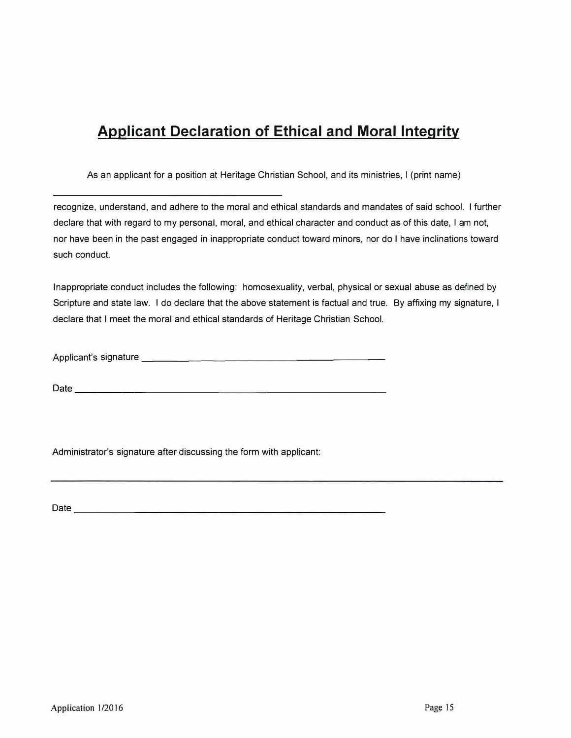# Applicant Declaration of Ethical and Moral Integrity

As an applicant for a position at Heritage Christian School, and its ministries, I (print name)

\_\_\_\_\_\_\_\_\_\_\_\_\_\_\_\_\_\_\_\_\_\_\_\_\_\_\_\_\_\_\_\_\_\_\_\_\_\_\_\_

recognize, understand, and adhere to the moral and ethical standards and mandates of said school. I further declare that with regard to my personal, moral, and ethical character and conduct as of this date, I am not, nor have been in the past engaged in inappropriate conduct toward minors, nor do I have inclinations toward such conduct.

Inappropriate conduct includes the following: homosexuality, verbal, physical or sexual abuse as defined by Scripture and state law. I do declare that the above statement is factual and true. By affixing my signature, I declare that I meet the moral and ethical standards of Heritage Christian School.

Applicant's signature \_\_\_\_\_\_\_\_\_\_\_\_\_\_\_\_\_\_\_\_\_\_\_\_\_\_\_\_\_\_\_\_\_\_\_\_\_\_\_\_

Date \_\_\_\_\_\_\_\_\_\_\_\_\_\_\_\_\_\_\_\_\_\_\_\_\_\_\_\_\_\_\_\_\_\_\_\_\_\_\_\_\_\_\_\_\_\_\_\_

Administrator's signature after discussing the form with applicant:

\_\_\_\_\_\_\_\_\_\_\_\_\_\_\_\_\_\_\_\_\_\_\_\_\_\_\_\_\_\_\_\_\_\_\_\_\_\_\_\_\_\_\_\_\_\_\_\_\_\_\_\_\_\_\_\_\_\_\_\_\_\_\_\_

Date \_\_\_\_\_\_\_\_\_\_\_\_\_\_\_\_\_\_\_\_\_\_\_\_\_\_\_\_\_\_\_\_\_\_\_\_\_\_\_\_\_\_\_\_\_\_\_\_

Application 1/2016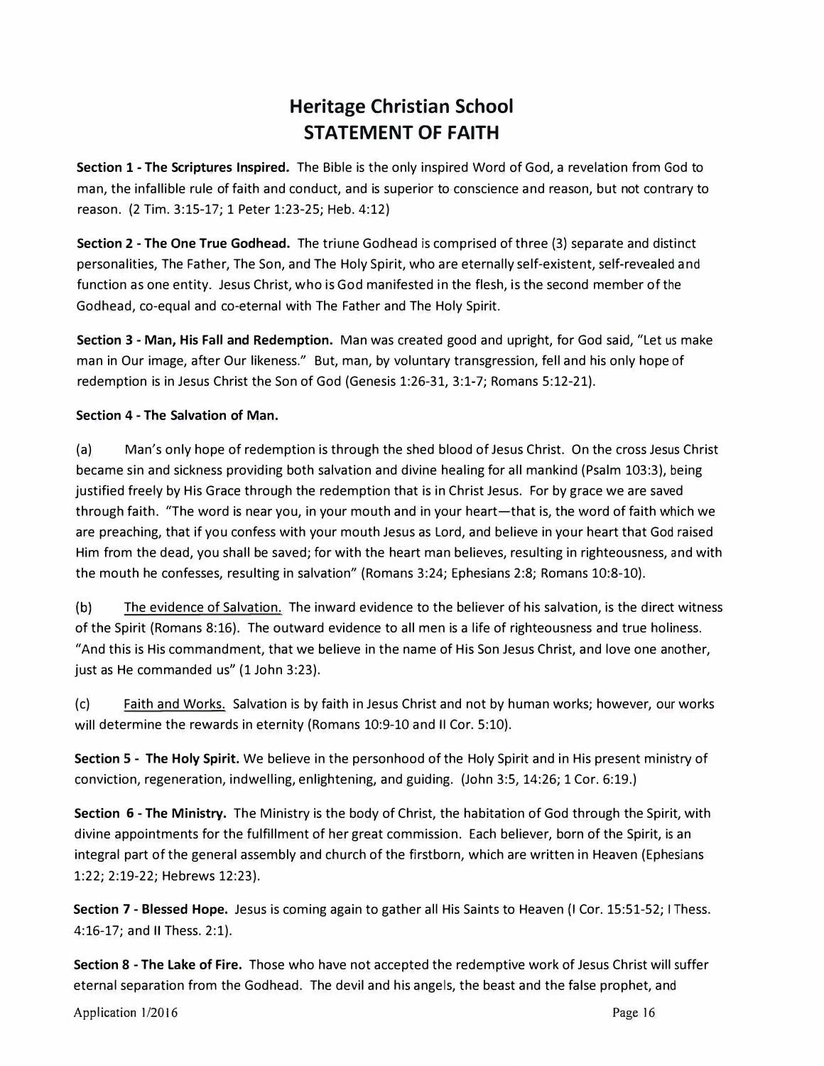# Heritage Christian School
# STATEMENT OF FAITH

**Section 1 - The Scriptures Inspired.** The Bible is the only inspired Word of God, a revelation from God to man, the infallible rule of faith and conduct, and is superior to conscience and reason, but not contrary to reason. (2 Tim. 3:15-17; 1 Peter 1:23-25; Heb. 4:12)

**Section 2 - The One True Godhead.** The triune Godhead is comprised of three (3) separate and distinct personalities, The Father, The Son, and The Holy Spirit, who are eternally self-existent, self-revealed and function as one entity. Jesus Christ, who is God manifested in the flesh, is the second member of the Godhead, co-equal and co-eternal with The Father and The Holy Spirit.

**Section 3 - Man, His Fall and Redemption.** Man was created good and upright, for God said, "Let us make man in Our image, after Our likeness." But, man, by voluntary transgression, fell and his only hope of redemption is in Jesus Christ the Son of God (Genesis 1:26-31, 3:1-7; Romans 5:12-21).

**Section 4 - The Salvation of Man.**

(a) Man's only hope of redemption is through the shed blood of Jesus Christ. On the cross Jesus Christ became sin and sickness providing both salvation and divine healing for all mankind (Psalm 103:3), being justified freely by His Grace through the redemption that is in Christ Jesus. For by grace we are saved through faith. "The word is near you, in your mouth and in your heart—that is, the word of faith which we are preaching, that if you confess with your mouth Jesus as Lord, and believe in your heart that God raised Him from the dead, you shall be saved; for with the heart man believes, resulting in righteousness, and with the mouth he confesses, resulting in salvation" (Romans 3:24; Ephesians 2:8; Romans 10:8-10).

(b) <u>The evidence of Salvation.</u> The inward evidence to the believer of his salvation, is the direct witness of the Spirit (Romans 8:16). The outward evidence to all men is a life of righteousness and true holiness. "And this is His commandment, that we believe in the name of His Son Jesus Christ, and love one another, just as He commanded us" (1 John 3:23).

(c) <u>Faith and Works.</u> Salvation is by faith in Jesus Christ and not by human works; however, our works will determine the rewards in eternity (Romans 10:9-10 and II Cor. 5:10).

**Section 5 - The Holy Spirit.** We believe in the personhood of the Holy Spirit and in His present ministry of conviction, regeneration, indwelling, enlightening, and guiding. (John 3:5, 14:26; 1 Cor. 6:19.)

**Section 6 - The Ministry.** The Ministry is the body of Christ, the habitation of God through the Spirit, with divine appointments for the fulfillment of her great commission. Each believer, born of the Spirit, is an integral part of the general assembly and church of the firstborn, which are written in Heaven (Ephesians 1:22; 2:19-22; Hebrews 12:23).

**Section 7 - Blessed Hope.** Jesus is coming again to gather all His Saints to Heaven (I Cor. 15:51-52; I Thess. 4:16-17; and II Thess. 2:1).

**Section 8 - The Lake of Fire.** Those who have not accepted the redemptive work of Jesus Christ will suffer eternal separation from the Godhead. The devil and his angels, the beast and the false prophet, and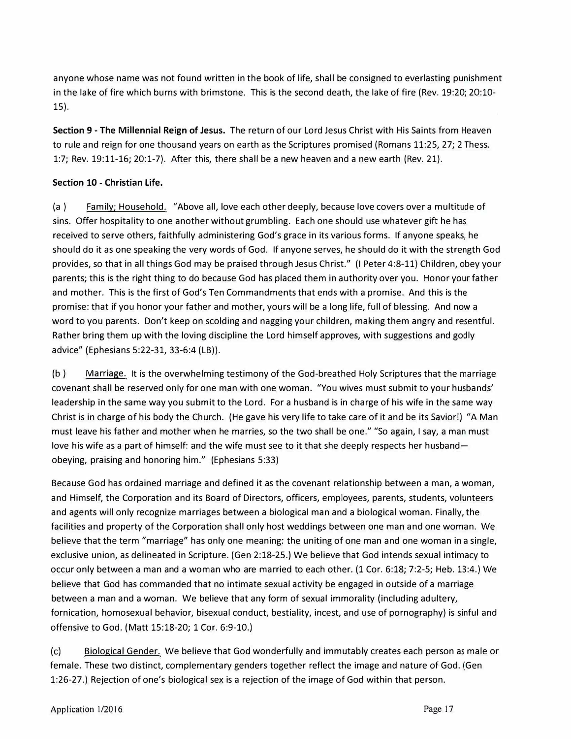anyone whose name was not found written in the book of life, shall be consigned to everlasting punishment in the lake of fire which burns with brimstone. This is the second death, the lake of fire (Rev. 19:20; 20:10-15).

**Section 9 - The Millennial Reign of Jesus.** The return of our Lord Jesus Christ with His Saints from Heaven to rule and reign for one thousand years on earth as the Scriptures promised (Romans 11:25, 27; 2 Thess. 1:7; Rev. 19:11-16; 20:1-7). After this, there shall be a new heaven and a new earth (Rev. 21).

**Section 10 - Christian Life.**

(a ) Family; Household. "Above all, love each other deeply, because love covers over a multitude of sins. Offer hospitality to one another without grumbling. Each one should use whatever gift he has received to serve others, faithfully administering God's grace in its various forms. If anyone speaks, he should do it as one speaking the very words of God. If anyone serves, he should do it with the strength God provides, so that in all things God may be praised through Jesus Christ." (I Peter 4:8-11) Children, obey your parents; this is the right thing to do because God has placed them in authority over you. Honor your father and mother. This is the first of God's Ten Commandments that ends with a promise. And this is the promise: that if you honor your father and mother, yours will be a long life, full of blessing. And now a word to you parents. Don't keep on scolding and nagging your children, making them angry and resentful. Rather bring them up with the loving discipline the Lord himself approves, with suggestions and godly advice" (Ephesians 5:22-31, 33-6:4 (LB)).

(b ) Marriage. It is the overwhelming testimony of the God-breathed Holy Scriptures that the marriage covenant shall be reserved only for one man with one woman. "You wives must submit to your husbands' leadership in the same way you submit to the Lord. For a husband is in charge of his wife in the same way Christ is in charge of his body the Church. (He gave his very life to take care of it and be its Savior!) "A Man must leave his father and mother when he marries, so the two shall be one." "So again, I say, a man must love his wife as a part of himself: and the wife must see to it that she deeply respects her husband—obeying, praising and honoring him." (Ephesians 5:33)

Because God has ordained marriage and defined it as the covenant relationship between a man, a woman, and Himself, the Corporation and its Board of Directors, officers, employees, parents, students, volunteers and agents will only recognize marriages between a biological man and a biological woman. Finally, the facilities and property of the Corporation shall only host weddings between one man and one woman. We believe that the term "marriage" has only one meaning: the uniting of one man and one woman in a single, exclusive union, as delineated in Scripture. (Gen 2:18-25.) We believe that God intends sexual intimacy to occur only between a man and a woman who are married to each other. (1 Cor. 6:18; 7:2-5; Heb. 13:4.) We believe that God has commanded that no intimate sexual activity be engaged in outside of a marriage between a man and a woman. We believe that any form of sexual immorality (including adultery, fornication, homosexual behavior, bisexual conduct, bestiality, incest, and use of pornography) is sinful and offensive to God. (Matt 15:18-20; 1 Cor. 6:9-10.)

(c) Biological Gender. We believe that God wonderfully and immutably creates each person as male or female. These two distinct, complementary genders together reflect the image and nature of God. (Gen 1:26-27.) Rejection of one's biological sex is a rejection of the image of God within that person.

Application 1/2016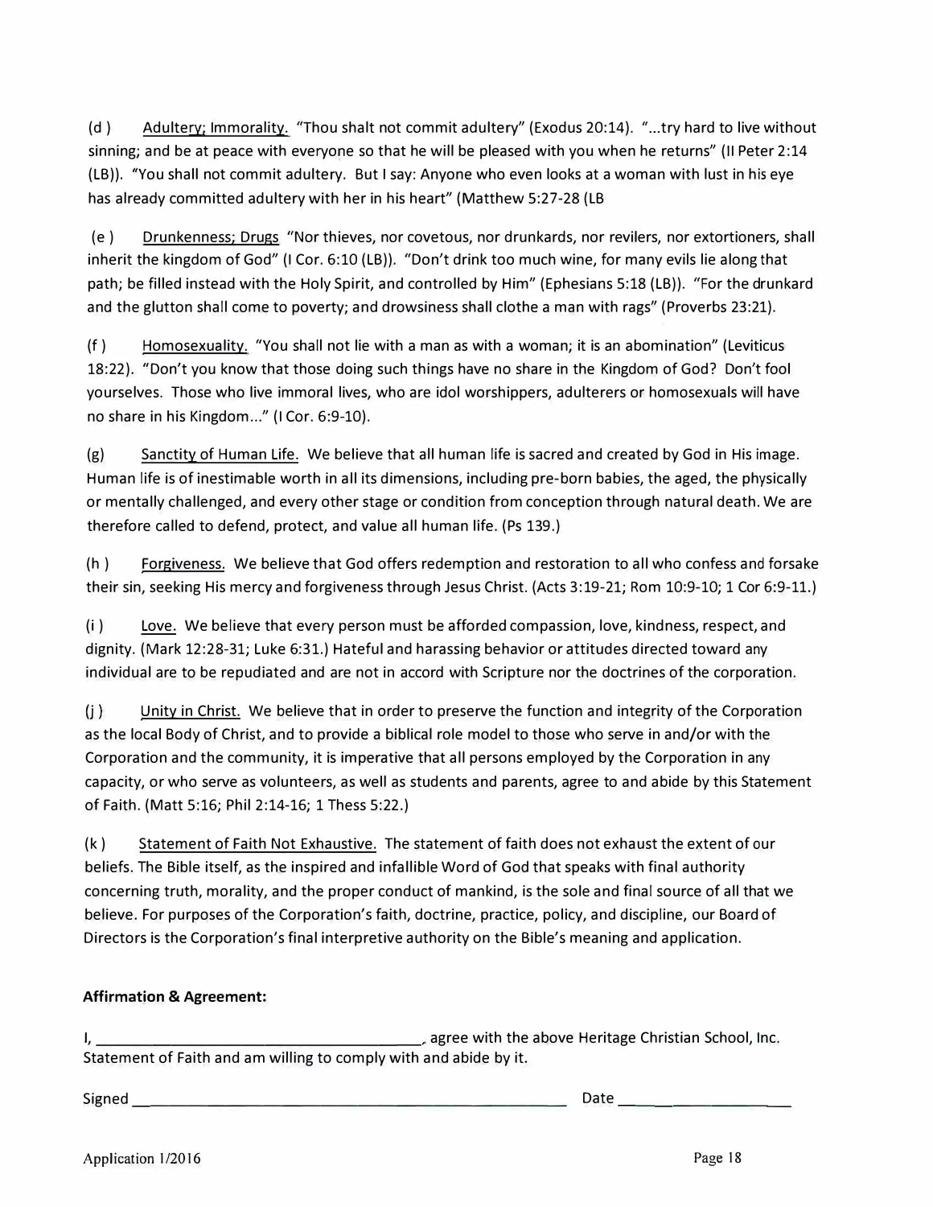(d ) Adultery; Immorality. "Thou shalt not commit adultery" (Exodus 20:14). "...try hard to live without sinning; and be at peace with everyone so that he will be pleased with you when he returns" (II Peter 2:14 (LB)). "You shall not commit adultery. But I say: Anyone who even looks at a woman with lust in his eye has already committed adultery with her in his heart" (Matthew 5:27-28 (LB

(e ) Drunkenness; Drugs "Nor thieves, nor covetous, nor drunkards, nor revilers, nor extortioners, shall inherit the kingdom of God" (I Cor. 6:10 (LB)). "Don't drink too much wine, for many evils lie along that path; be filled instead with the Holy Spirit, and controlled by Him" (Ephesians 5:18 (LB)). "For the drunkard and the glutton shall come to poverty; and drowsiness shall clothe a man with rags" (Proverbs 23:21).

(f ) Homosexuality. "You shall not lie with a man as with a woman; it is an abomination" (Leviticus 18:22). "Don't you know that those doing such things have no share in the Kingdom of God? Don't fool yourselves. Those who live immoral lives, who are idol worshippers, adulterers or homosexuals will have no share in his Kingdom..." (I Cor. 6:9-10).

(g) Sanctity of Human Life. We believe that all human life is sacred and created by God in His image. Human life is of inestimable worth in all its dimensions, including pre-born babies, the aged, the physically or mentally challenged, and every other stage or condition from conception through natural death. We are therefore called to defend, protect, and value all human life. (Ps 139.)

(h ) Forgiveness. We believe that God offers redemption and restoration to all who confess and forsake their sin, seeking His mercy and forgiveness through Jesus Christ. (Acts 3:19-21; Rom 10:9-10; 1 Cor 6:9-11.)

(i ) Love. We believe that every person must be afforded compassion, love, kindness, respect, and dignity. (Mark 12:28-31; Luke 6:31.) Hateful and harassing behavior or attitudes directed toward any individual are to be repudiated and are not in accord with Scripture nor the doctrines of the corporation.

(j ) Unity in Christ. We believe that in order to preserve the function and integrity of the Corporation as the local Body of Christ, and to provide a biblical role model to those who serve in and/or with the Corporation and the community, it is imperative that all persons employed by the Corporation in any capacity, or who serve as volunteers, as well as students and parents, agree to and abide by this Statement of Faith. (Matt 5:16; Phil 2:14-16; 1 Thess 5:22.)

(k ) Statement of Faith Not Exhaustive. The statement of faith does not exhaust the extent of our beliefs. The Bible itself, as the inspired and infallible Word of God that speaks with final authority concerning truth, morality, and the proper conduct of mankind, is the sole and final source of all that we believe. For purposes of the Corporation's faith, doctrine, practice, policy, and discipline, our Board of Directors is the Corporation's final interpretive authority on the Bible's meaning and application.

**Affirmation & Agreement:**

I, ________________________________________, agree with the above Heritage Christian School, Inc. Statement of Faith and am willing to comply with and abide by it.

Signed ________________________________________________ Date ________________

Application 1/2016